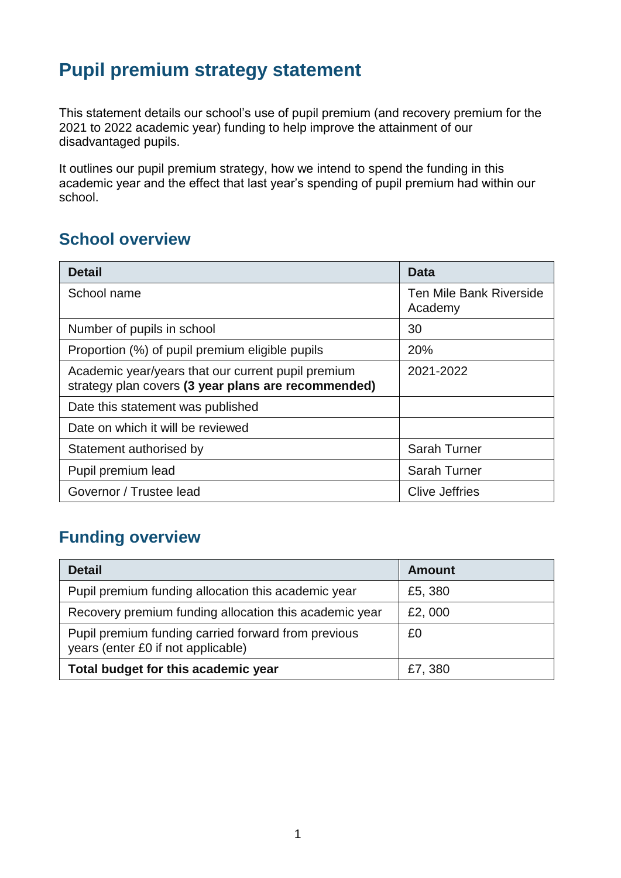# Pupil premium strategy statement

This statement details our school's use of pupil premium (and recovery premium for the 2021 to 2022 academic year) funding to help improve the attainment of our disadvantaged pupils.

It outlines our pupil premium strategy, how we intend to spend the funding in this academic year and the effect that last year's spending of pupil premium had within our school.

## School overview

| Detail | Data |
| --- | --- |
| School name | Ten Mile Bank Riverside Academy |
| Number of pupils in school | 30 |
| Proportion (%) of pupil premium eligible pupils | 20% |
| Academic year/years that our current pupil premium strategy plan covers **(3 year plans are recommended)** | 2021-2022 |
| Date this statement was published | |
| Date on which it will be reviewed | |
| Statement authorised by | Sarah Turner |
| Pupil premium lead | Sarah Turner |
| Governor / Trustee lead | Clive Jeffries |

## Funding overview

| Detail | Amount |
| --- | --- |
| Pupil premium funding allocation this academic year | £5, 380 |
| Recovery premium funding allocation this academic year | £2, 000 |
| Pupil premium funding carried forward from previous years (enter £0 if not applicable) | £0 |
| **Total budget for this academic year** | £7, 380 |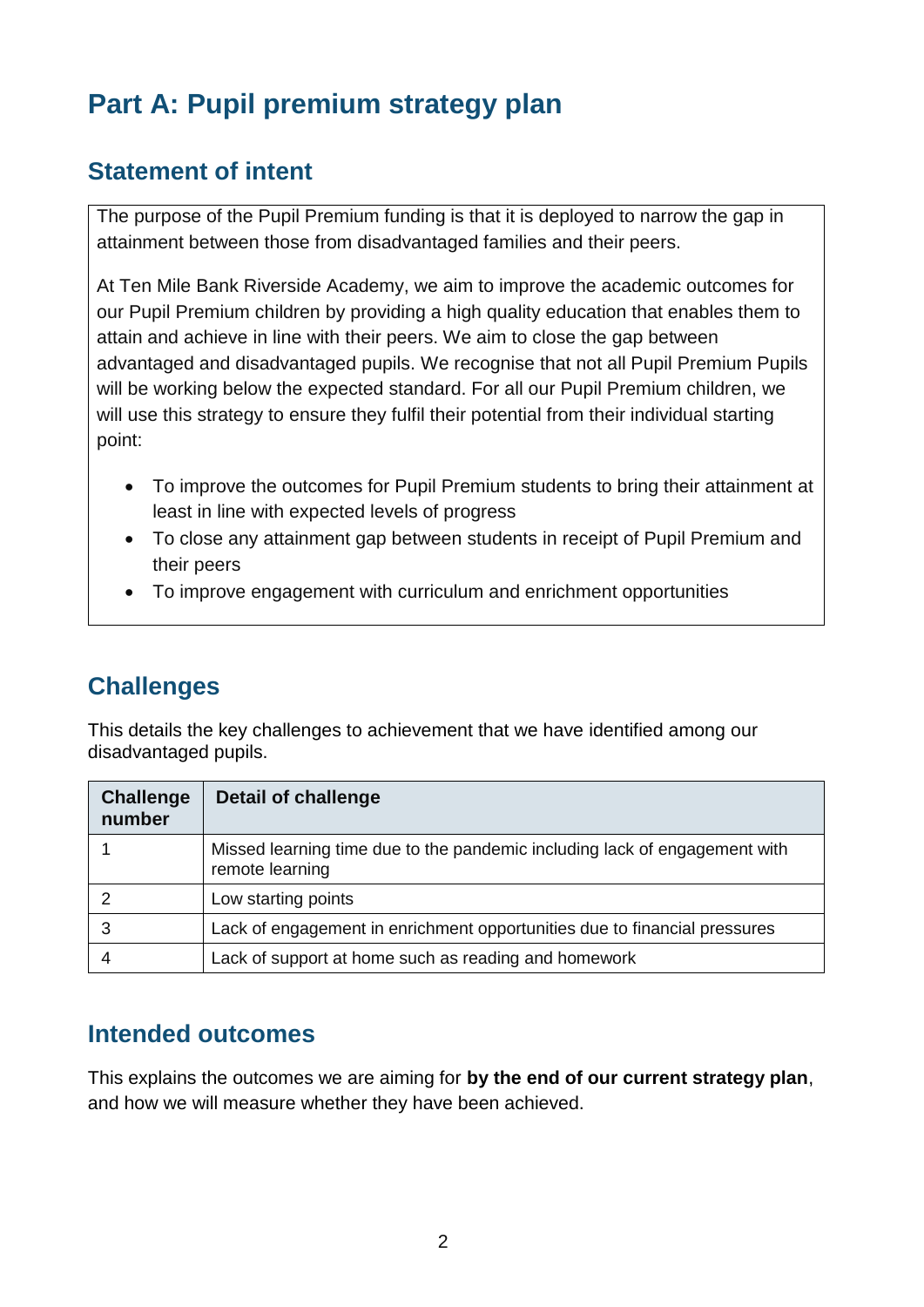# Part A: Pupil premium strategy plan

## Statement of intent

The purpose of the Pupil Premium funding is that it is deployed to narrow the gap in attainment between those from disadvantaged families and their peers.

At Ten Mile Bank Riverside Academy, we aim to improve the academic outcomes for our Pupil Premium children by providing a high quality education that enables them to attain and achieve in line with their peers. We aim to close the gap between advantaged and disadvantaged pupils. We recognise that not all Pupil Premium Pupils will be working below the expected standard. For all our Pupil Premium children, we will use this strategy to ensure they fulfil their potential from their individual starting point:

- To improve the outcomes for Pupil Premium students to bring their attainment at least in line with expected levels of progress
- To close any attainment gap between students in receipt of Pupil Premium and their peers
- To improve engagement with curriculum and enrichment opportunities

## Challenges

This details the key challenges to achievement that we have identified among our disadvantaged pupils.

| Challenge number | Detail of challenge |
| --- | --- |
| 1 | Missed learning time due to the pandemic including lack of engagement with remote learning |
| 2 | Low starting points |
| 3 | Lack of engagement in enrichment opportunities due to financial pressures |
| 4 | Lack of support at home such as reading and homework |

## Intended outcomes

This explains the outcomes we are aiming for **by the end of our current strategy plan**, and how we will measure whether they have been achieved.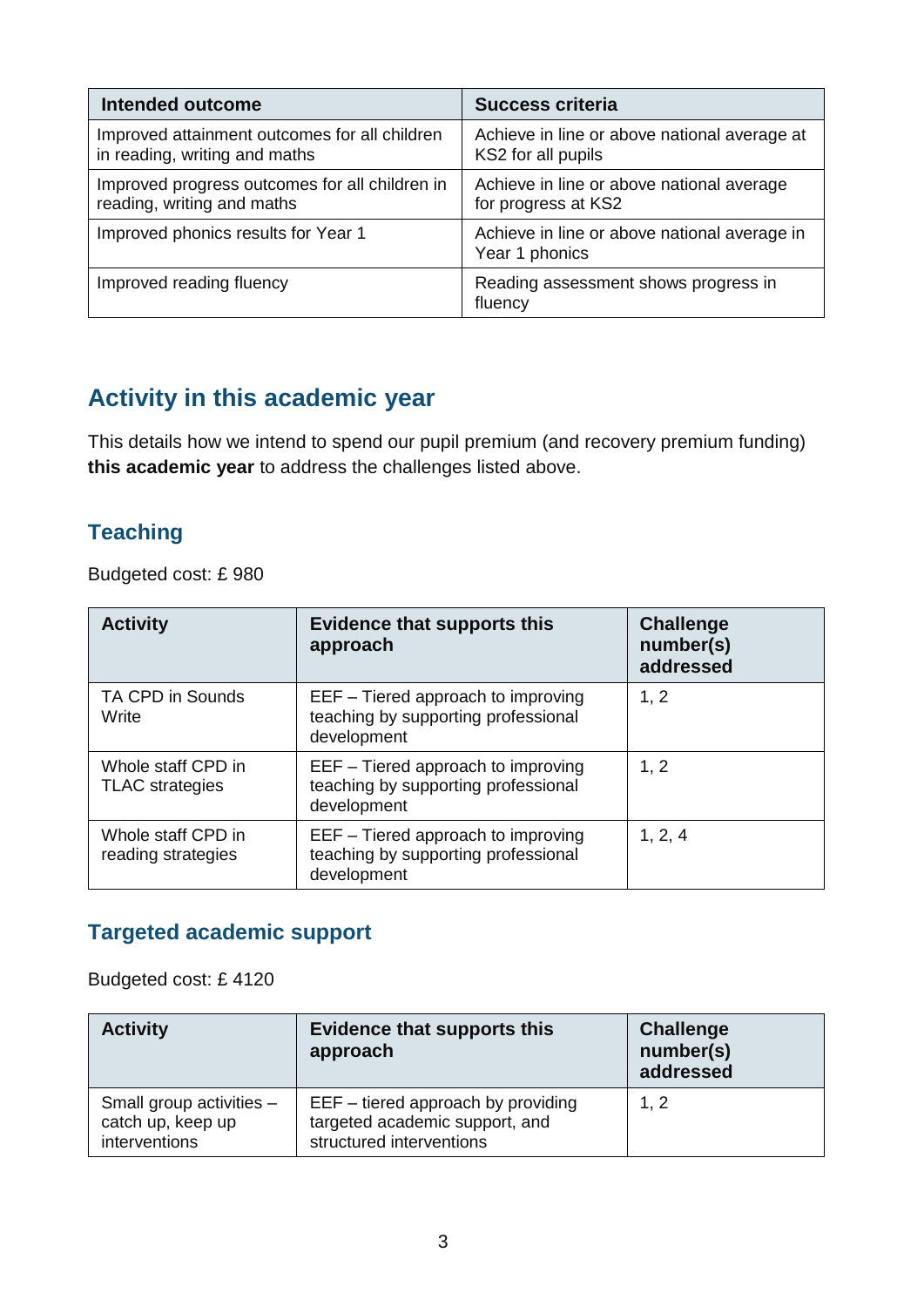| Intended outcome | Success criteria |
| --- | --- |
| Improved attainment outcomes for all children in reading, writing and maths | Achieve in line or above national average at KS2 for all pupils |
| Improved progress outcomes for all children in reading, writing and maths | Achieve in line or above national average for progress at KS2 |
| Improved phonics results for Year 1 | Achieve in line or above national average in Year 1 phonics |
| Improved reading fluency | Reading assessment shows progress in fluency |

## Activity in this academic year

This details how we intend to spend our pupil premium (and recovery premium funding) **this academic year** to address the challenges listed above.

### Teaching

Budgeted cost: £ 980

| Activity | Evidence that supports this approach | Challenge number(s) addressed |
| --- | --- | --- |
| TA CPD in Sounds Write | EEF – Tiered approach to improving teaching by supporting professional development | 1, 2 |
| Whole staff CPD in TLAC strategies | EEF – Tiered approach to improving teaching by supporting professional development | 1, 2 |
| Whole staff CPD in reading strategies | EEF – Tiered approach to improving teaching by supporting professional development | 1, 2, 4 |

### Targeted academic support

Budgeted cost: £ 4120

| Activity | Evidence that supports this approach | Challenge number(s) addressed |
| --- | --- | --- |
| Small group activities – catch up, keep up interventions | EEF – tiered approach by providing targeted academic support, and structured interventions | 1, 2 |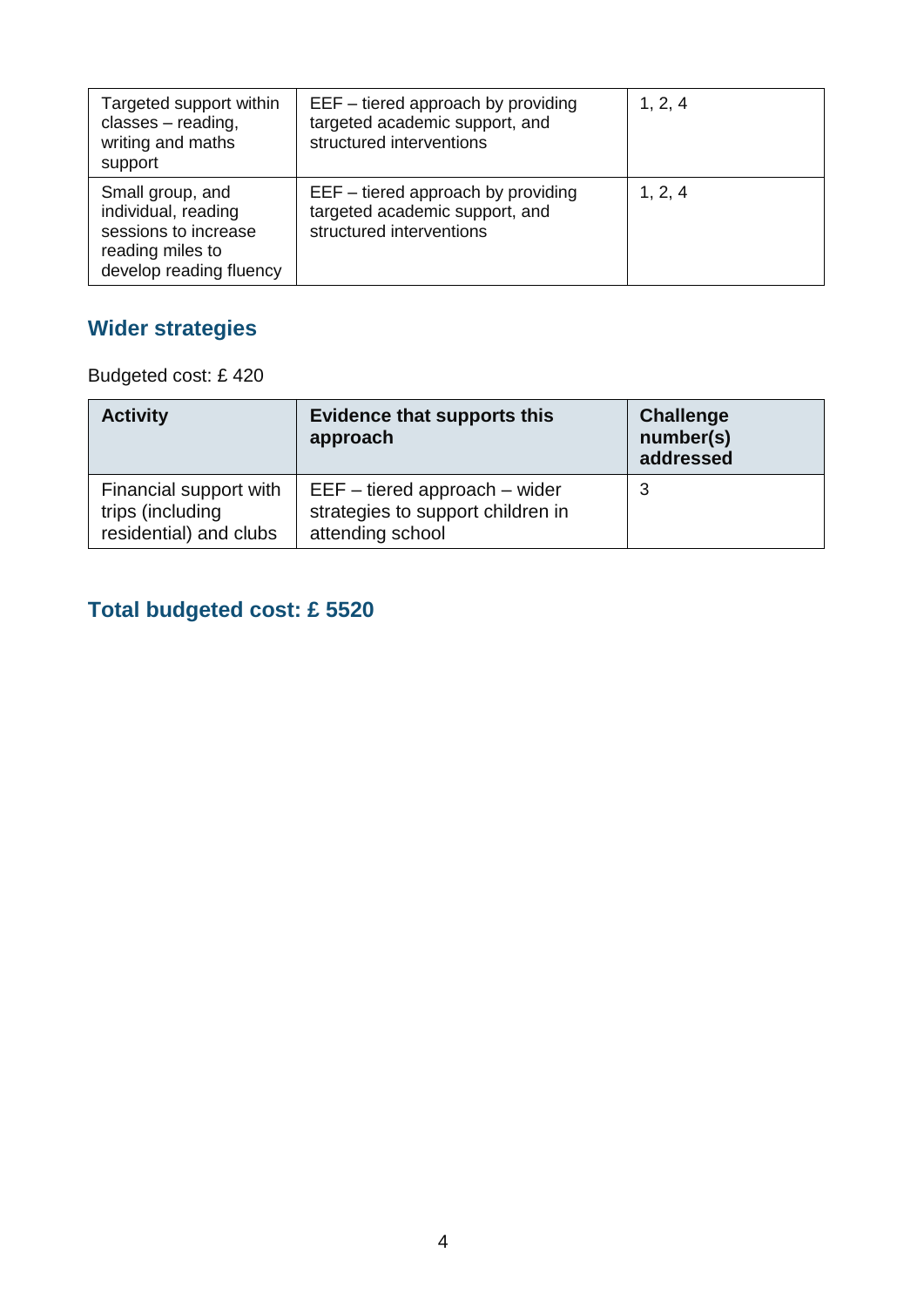| | | |
|---|---|---|
| Targeted support within classes – reading, writing and maths support | EEF – tiered approach by providing targeted academic support, and structured interventions | 1, 2, 4 |
| Small group, and individual, reading sessions to increase reading miles to develop reading fluency | EEF – tiered approach by providing targeted academic support, and structured interventions | 1, 2, 4 |

## Wider strategies

Budgeted cost: £ 420

| Activity | Evidence that supports this approach | Challenge number(s) addressed |
|---|---|---|
| Financial support with trips (including residential) and clubs | EEF – tiered approach – wider strategies to support children in attending school | 3 |

## Total budgeted cost: £ 5520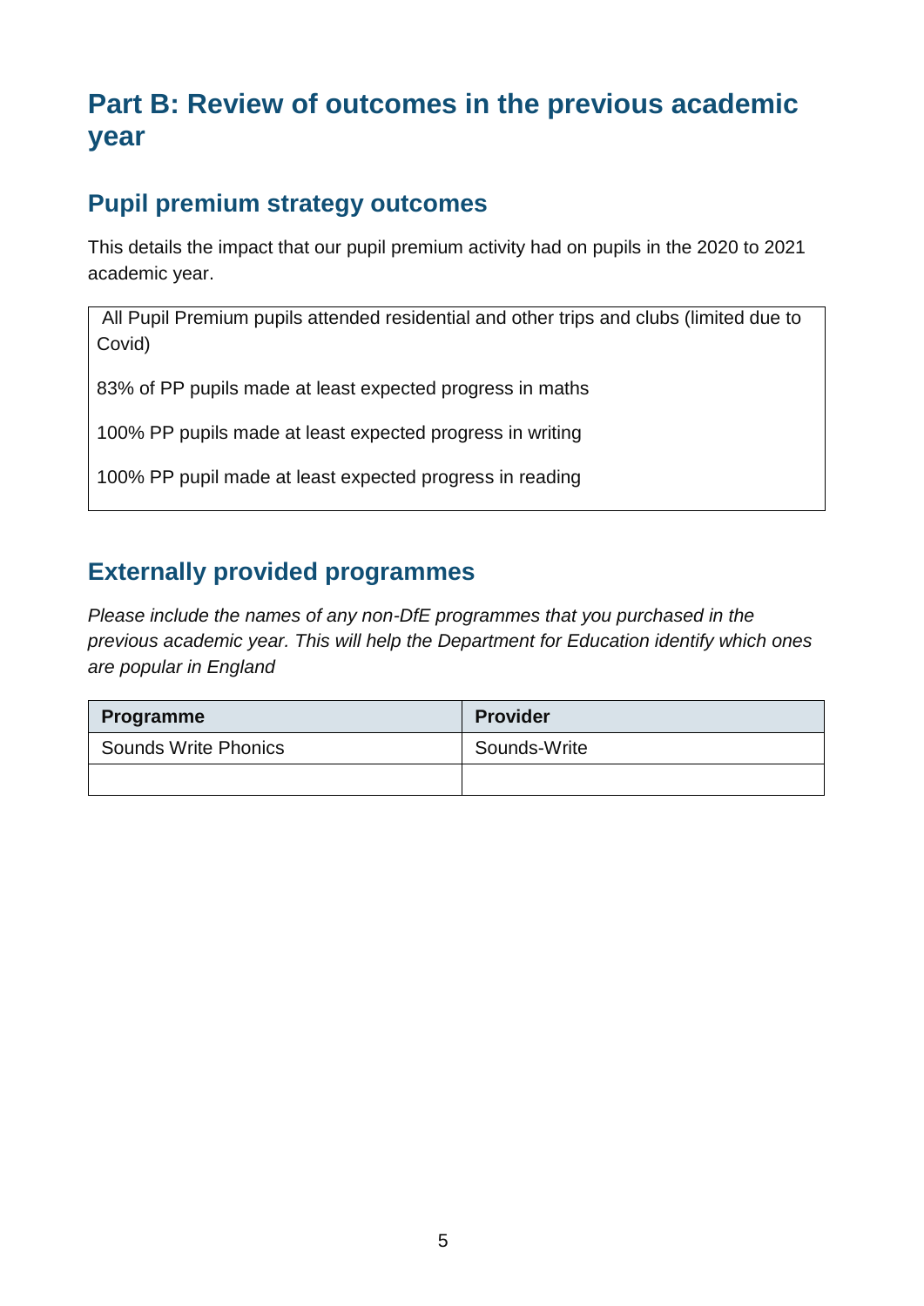## Part B: Review of outcomes in the previous academic year

### Pupil premium strategy outcomes

This details the impact that our pupil premium activity had on pupils in the 2020 to 2021 academic year.

All Pupil Premium pupils attended residential and other trips and clubs (limited due to Covid)

83% of PP pupils made at least expected progress in maths

100% PP pupils made at least expected progress in writing

100% PP pupil made at least expected progress in reading

### Externally provided programmes

*Please include the names of any non-DfE programmes that you purchased in the previous academic year. This will help the Department for Education identify which ones are popular in England*

| Programme | Provider |
| --- | --- |
| Sounds Write Phonics | Sounds-Write |
| | |